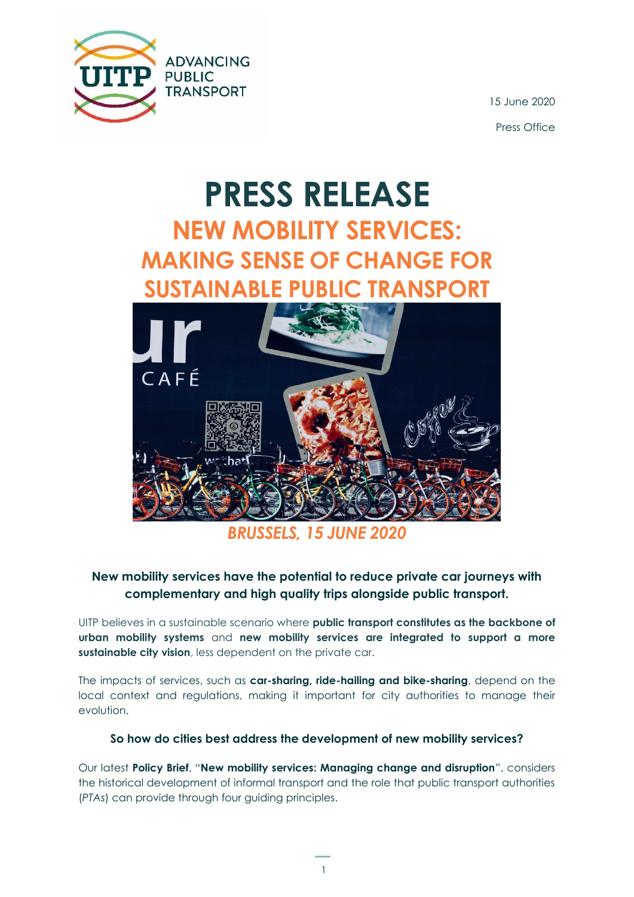UITP ADVANCING PUBLIC TRANSPORT

15 June 2020

Press Office

# PRESS RELEASE

## NEW MOBILITY SERVICES: MAKING SENSE OF CHANGE FOR SUSTAINABLE PUBLIC TRANSPORT

***BRUSSELS, 15 JUNE 2020***

**New mobility services have the potential to reduce private car journeys with complementary and high quality trips alongside public transport.**

UITP believes in a sustainable scenario where **public transport constitutes as the backbone of urban mobility systems** and **new mobility services are integrated to support a more sustainable city vision**, less dependent on the private car.

The impacts of services, such as **car-sharing, ride-hailing and bike-sharing**, depend on the local context and regulations, making it important for city authorities to manage their evolution.

**So how do cities best address the development of new mobility services?**

Our latest **Policy Brief**, "**New mobility services: Managing change and disruption**", considers the historical development of informal transport and the role that public transport authorities (*PTAs*) can provide through four guiding principles.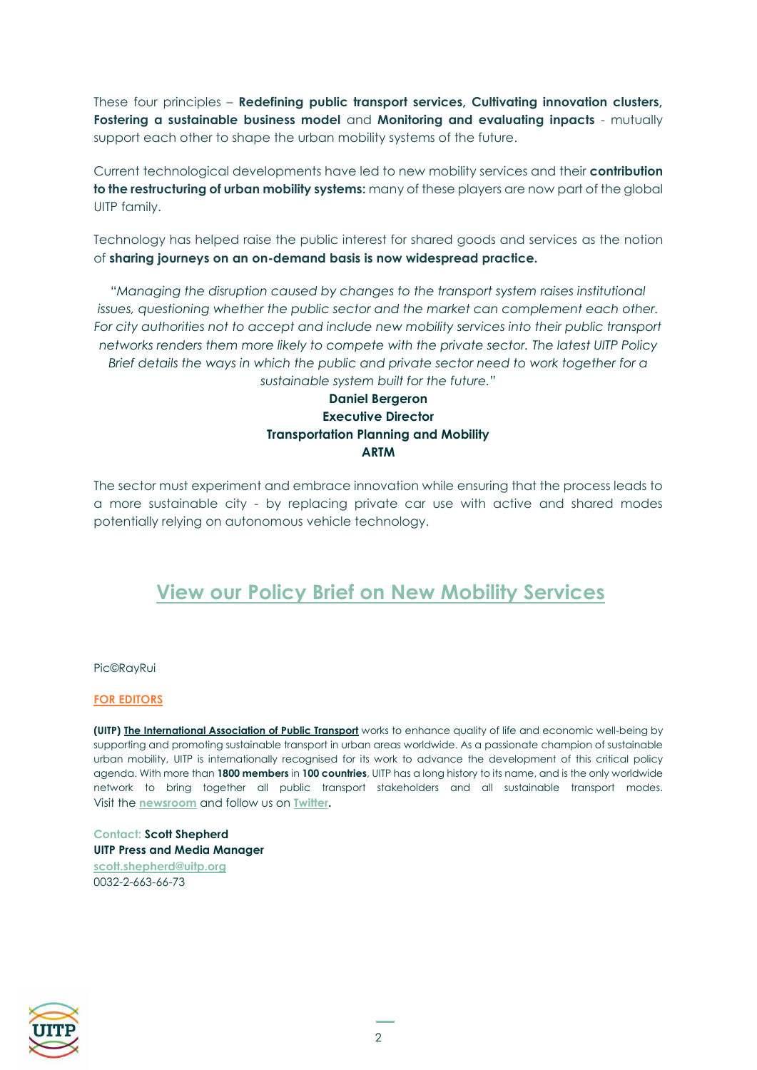These four principles – **Redefining public transport services, Cultivating innovation clusters, Fostering a sustainable business model** and **Monitoring and evaluating inpacts** - mutually support each other to shape the urban mobility systems of the future.

Current technological developments have led to new mobility services and their **contribution to the restructuring of urban mobility systems:** many of these players are now part of the global UITP family.

Technology has helped raise the public interest for shared goods and services as the notion of **sharing journeys on an on-demand basis is now widespread practice.**

*"Managing the disruption caused by changes to the transport system raises institutional issues, questioning whether the public sector and the market can complement each other. For city authorities not to accept and include new mobility services into their public transport networks renders them more likely to compete with the private sector. The latest UITP Policy Brief details the ways in which the public and private sector need to work together for a sustainable system built for the future."*

**Daniel Bergeron**
**Executive Director**
**Transportation Planning and Mobility**
**ARTM**

The sector must experiment and embrace innovation while ensuring that the process leads to a more sustainable city - by replacing private car use with active and shared modes potentially relying on autonomous vehicle technology.

## View our Policy Brief on New Mobility Services

Pic©RayRui

**FOR EDITORS**

**(UITP)** **The International Association of Public Transport** works to enhance quality of life and economic well-being by supporting and promoting sustainable transport in urban areas worldwide. As a passionate champion of sustainable urban mobility, UITP is internationally recognised for its work to advance the development of this critical policy agenda. With more than **1800 members** in **100 countries**, UITP has a long history to its name, and is the only worldwide network to bring together all public transport stakeholders and all sustainable transport modes. Visit the newsroom and follow us on Twitter.

Contact: **Scott Shepherd**
**UITP Press and Media Manager**
scott.shepherd@uitp.org
0032-2-663-66-73